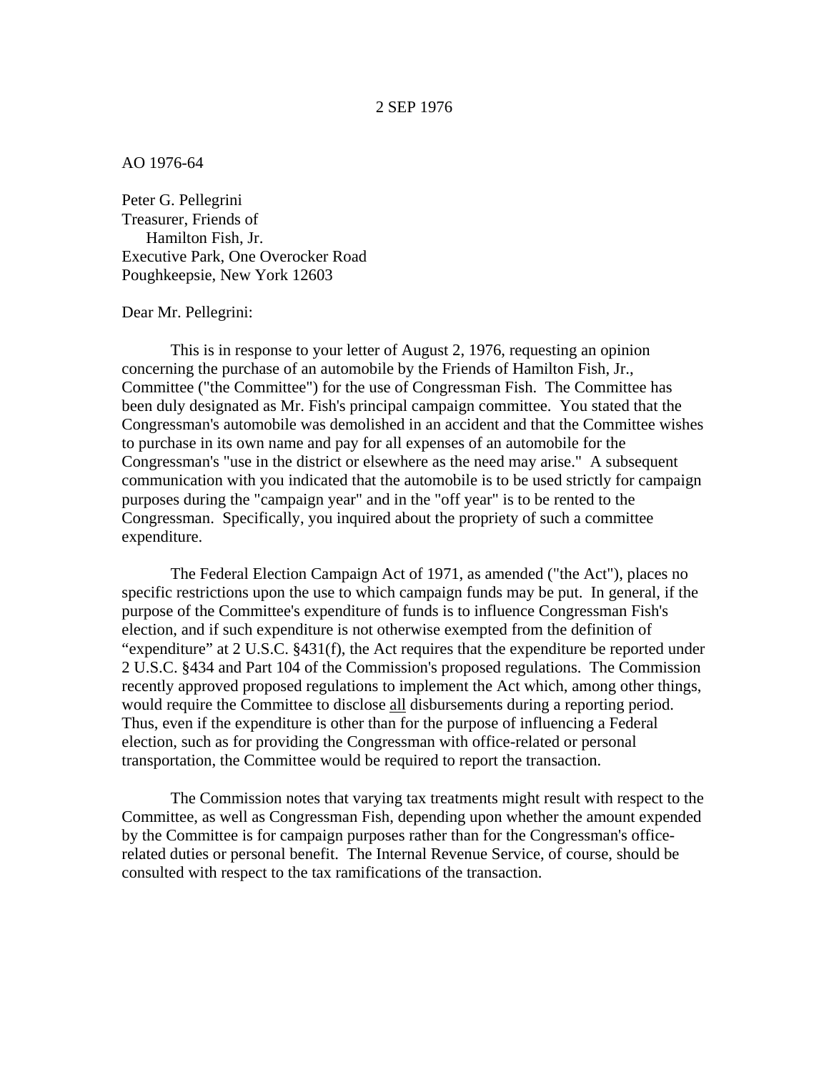2 SEP 1976

AO 1976-64

Peter G. Pellegrini  
Treasurer, Friends of  
Hamilton Fish, Jr.  
Executive Park, One Overocker Road  
Poughkeepsie, New York 12603

Dear Mr. Pellegrini:

This is in response to your letter of August 2, 1976, requesting an opinion concerning the purchase of an automobile by the Friends of Hamilton Fish, Jr., Committee ("the Committee") for the use of Congressman Fish. The Committee has been duly designated as Mr. Fish's principal campaign committee. You stated that the Congressman's automobile was demolished in an accident and that the Committee wishes to purchase in its own name and pay for all expenses of an automobile for the Congressman's "use in the district or elsewhere as the need may arise." A subsequent communication with you indicated that the automobile is to be used strictly for campaign purposes during the "campaign year" and in the "off year" is to be rented to the Congressman. Specifically, you inquired about the propriety of such a committee expenditure.

The Federal Election Campaign Act of 1971, as amended ("the Act"), places no specific restrictions upon the use to which campaign funds may be put. In general, if the purpose of the Committee's expenditure of funds is to influence Congressman Fish's election, and if such expenditure is not otherwise exempted from the definition of "expenditure" at 2 U.S.C. §431(f), the Act requires that the expenditure be reported under 2 U.S.C. §434 and Part 104 of the Commission's proposed regulations. The Commission recently approved proposed regulations to implement the Act which, among other things, would require the Committee to disclose <u>all</u> disbursements during a reporting period. Thus, even if the expenditure is other than for the purpose of influencing a Federal election, such as for providing the Congressman with office-related or personal transportation, the Committee would be required to report the transaction.

The Commission notes that varying tax treatments might result with respect to the Committee, as well as Congressman Fish, depending upon whether the amount expended by the Committee is for campaign purposes rather than for the Congressman's office-related duties or personal benefit. The Internal Revenue Service, of course, should be consulted with respect to the tax ramifications of the transaction.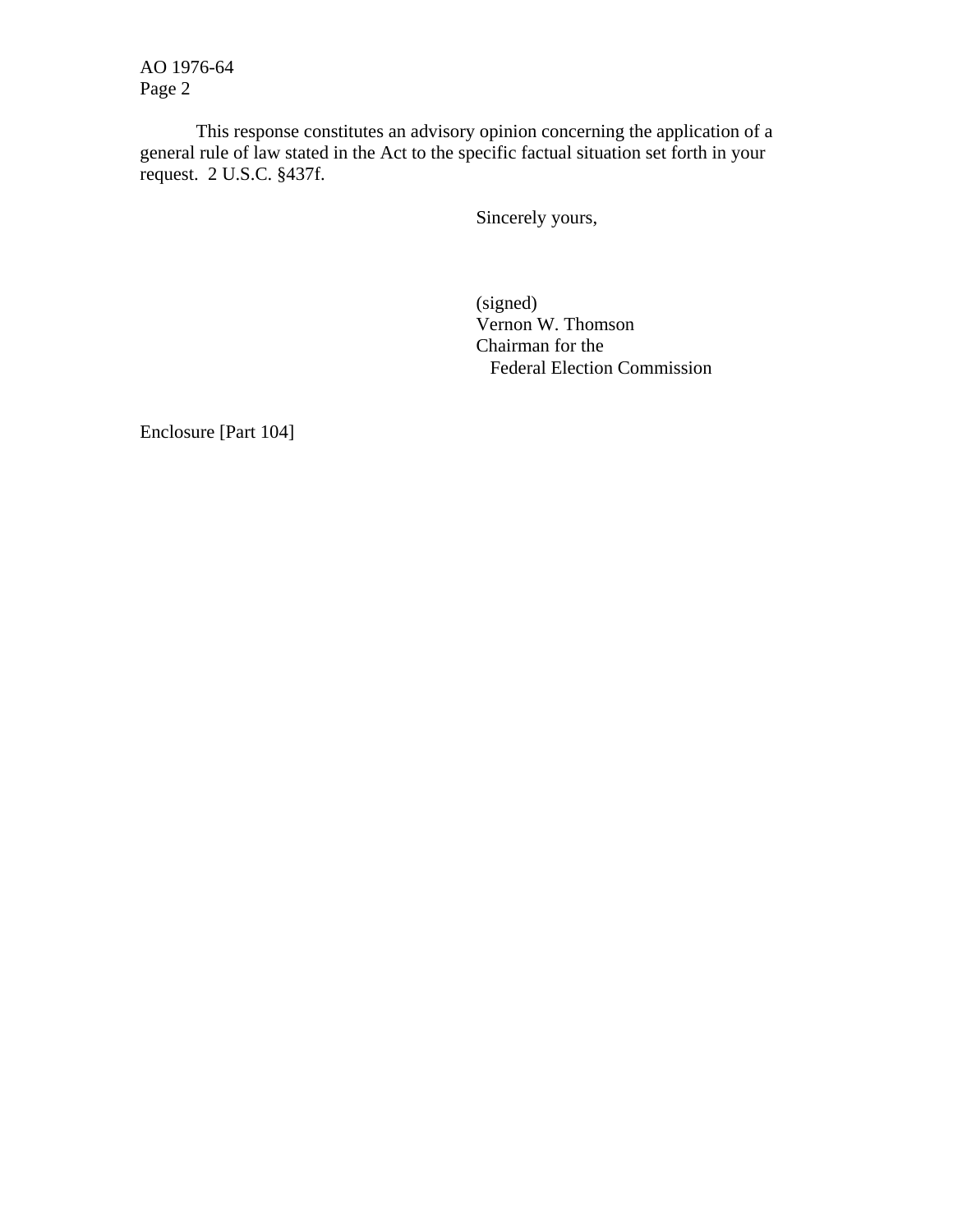This response constitutes an advisory opinion concerning the application of a general rule of law stated in the Act to the specific factual situation set forth in your request. 2 U.S.C. §437f.

Sincerely yours,

(signed)
Vernon W. Thomson
Chairman for the
Federal Election Commission

Enclosure [Part 104]